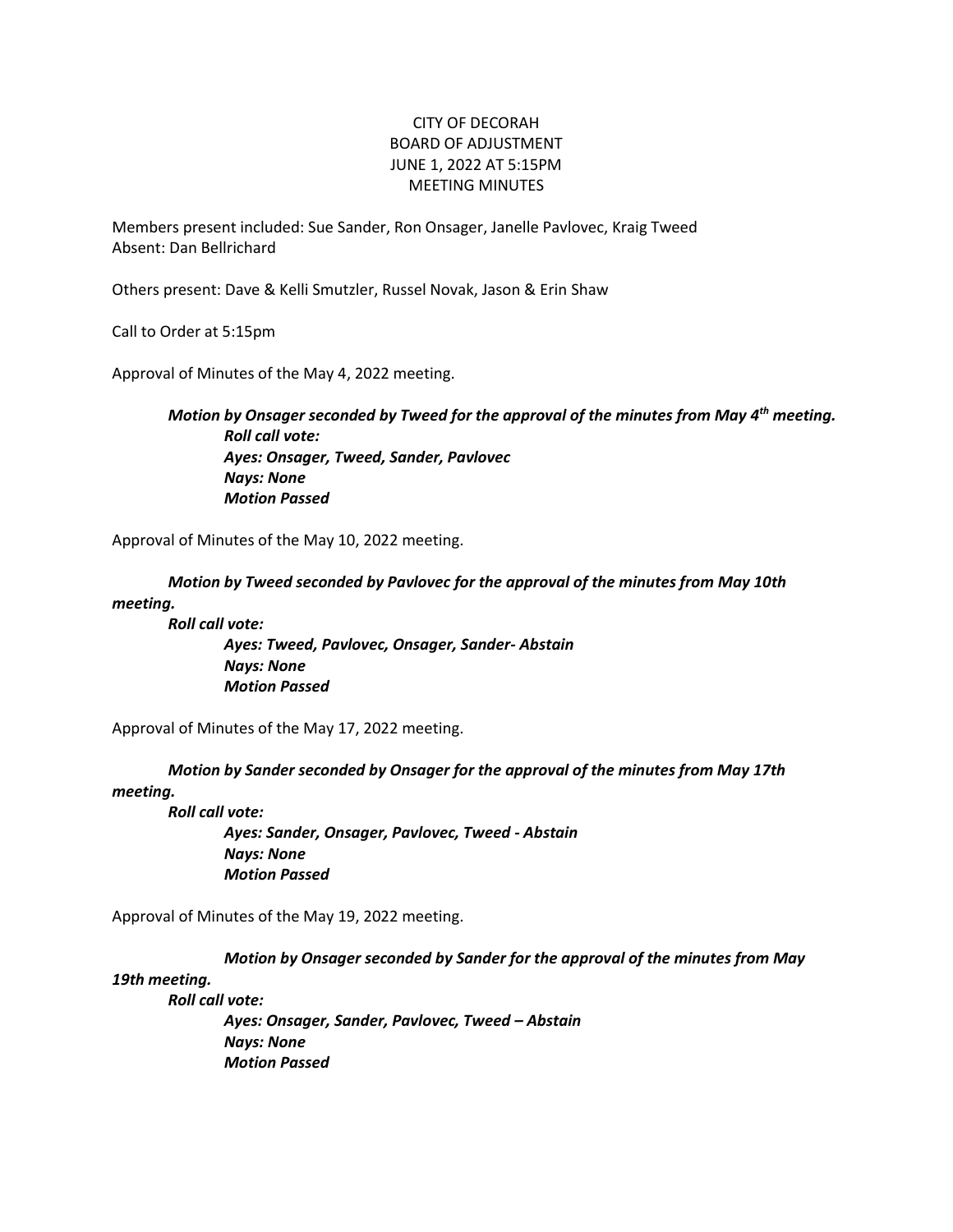CITY OF DECORAH
BOARD OF ADJUSTMENT
JUNE 1, 2022 AT 5:15PM
MEETING MINUTES

Members present included: Sue Sander, Ron Onsager, Janelle Pavlovec, Kraig Tweed
Absent: Dan Bellrichard

Others present: Dave & Kelli Smutzler, Russel Novak, Jason & Erin Shaw

Call to Order at 5:15pm

Approval of Minutes of the May 4, 2022 meeting.

***Motion by Onsager seconded by Tweed for the approval of the minutes from May 4th meeting.***
***Roll call vote:***
***Ayes: Onsager, Tweed, Sander, Pavlovec***
***Nays: None***
***Motion Passed***

Approval of Minutes of the May 10, 2022 meeting.

***Motion by Tweed seconded by Pavlovec for the approval of the minutes from May 10th meeting.***
***Roll call vote:***
***Ayes: Tweed, Pavlovec, Onsager, Sander- Abstain***
***Nays: None***
***Motion Passed***

Approval of Minutes of the May 17, 2022 meeting.

***Motion by Sander seconded by Onsager for the approval of the minutes from May 17th meeting.***
***Roll call vote:***
***Ayes: Sander, Onsager, Pavlovec, Tweed - Abstain***
***Nays: None***
***Motion Passed***

Approval of Minutes of the May 19, 2022 meeting.

***Motion by Onsager seconded by Sander for the approval of the minutes from May 19th meeting.***
***Roll call vote:***
***Ayes: Onsager, Sander, Pavlovec, Tweed – Abstain***
***Nays: None***
***Motion Passed***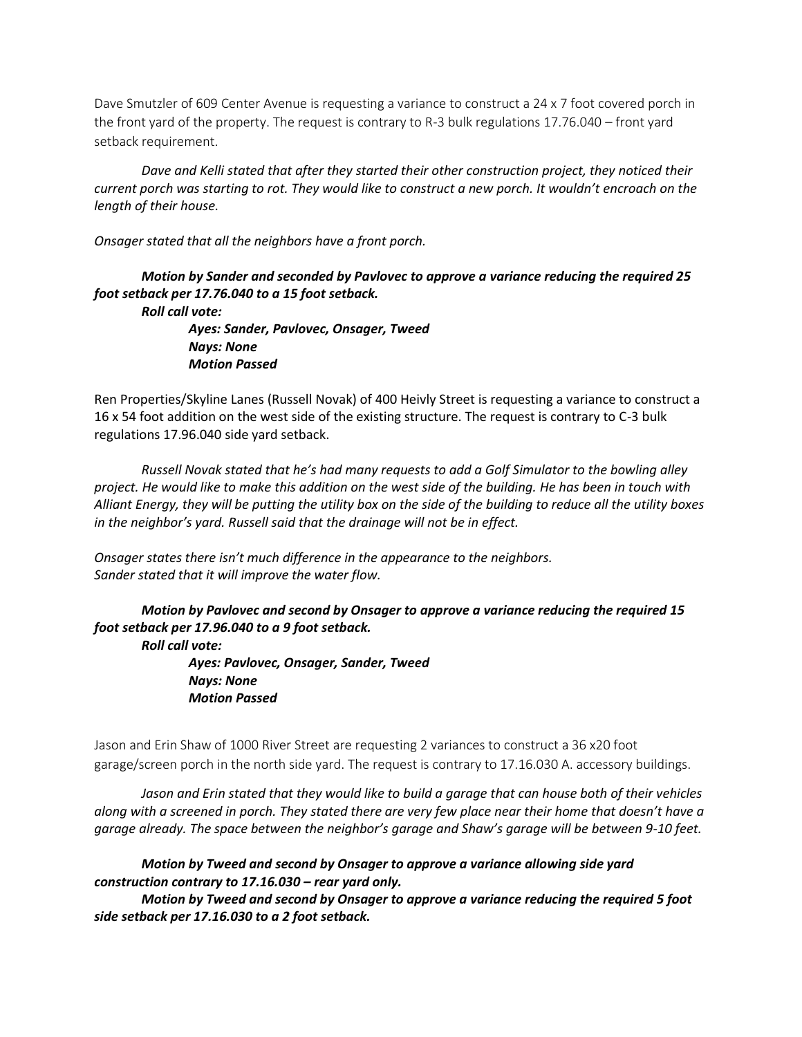Dave Smutzler of 609 Center Avenue is requesting a variance to construct a 24 x 7 foot covered porch in the front yard of the property. The request is contrary to R-3 bulk regulations 17.76.040 – front yard setback requirement.

*Dave and Kelli stated that after they started their other construction project, they noticed their current porch was starting to rot. They would like to construct a new porch. It wouldn't encroach on the length of their house.*

*Onsager stated that all the neighbors have a front porch.*

***Motion by Sander and seconded by Pavlovec to approve a variance reducing the required 25 foot setback per 17.76.040 to a 15 foot setback.***

***Roll call vote:***

***Ayes: Sander, Pavlovec, Onsager, Tweed***
***Nays: None***
***Motion Passed***

Ren Properties/Skyline Lanes (Russell Novak) of 400 Heivly Street is requesting a variance to construct a 16 x 54 foot addition on the west side of the existing structure. The request is contrary to C-3 bulk regulations 17.96.040 side yard setback.

*Russell Novak stated that he's had many requests to add a Golf Simulator to the bowling alley project. He would like to make this addition on the west side of the building. He has been in touch with Alliant Energy, they will be putting the utility box on the side of the building to reduce all the utility boxes in the neighbor's yard. Russell said that the drainage will not be in effect.*

*Onsager states there isn't much difference in the appearance to the neighbors.*
*Sander stated that it will improve the water flow.*

***Motion by Pavlovec and second by Onsager to approve a variance reducing the required 15 foot setback per 17.96.040 to a 9 foot setback.***

***Roll call vote:***

***Ayes: Pavlovec, Onsager, Sander, Tweed***
***Nays: None***
***Motion Passed***

Jason and Erin Shaw of 1000 River Street are requesting 2 variances to construct a 36 x20 foot garage/screen porch in the north side yard. The request is contrary to 17.16.030 A. accessory buildings.

*Jason and Erin stated that they would like to build a garage that can house both of their vehicles along with a screened in porch. They stated there are very few place near their home that doesn't have a garage already. The space between the neighbor's garage and Shaw's garage will be between 9-10 feet.*

***Motion by Tweed and second by Onsager to approve a variance allowing side yard construction contrary to 17.16.030 – rear yard only.***

***Motion by Tweed and second by Onsager to approve a variance reducing the required 5 foot side setback per 17.16.030 to a 2 foot setback.***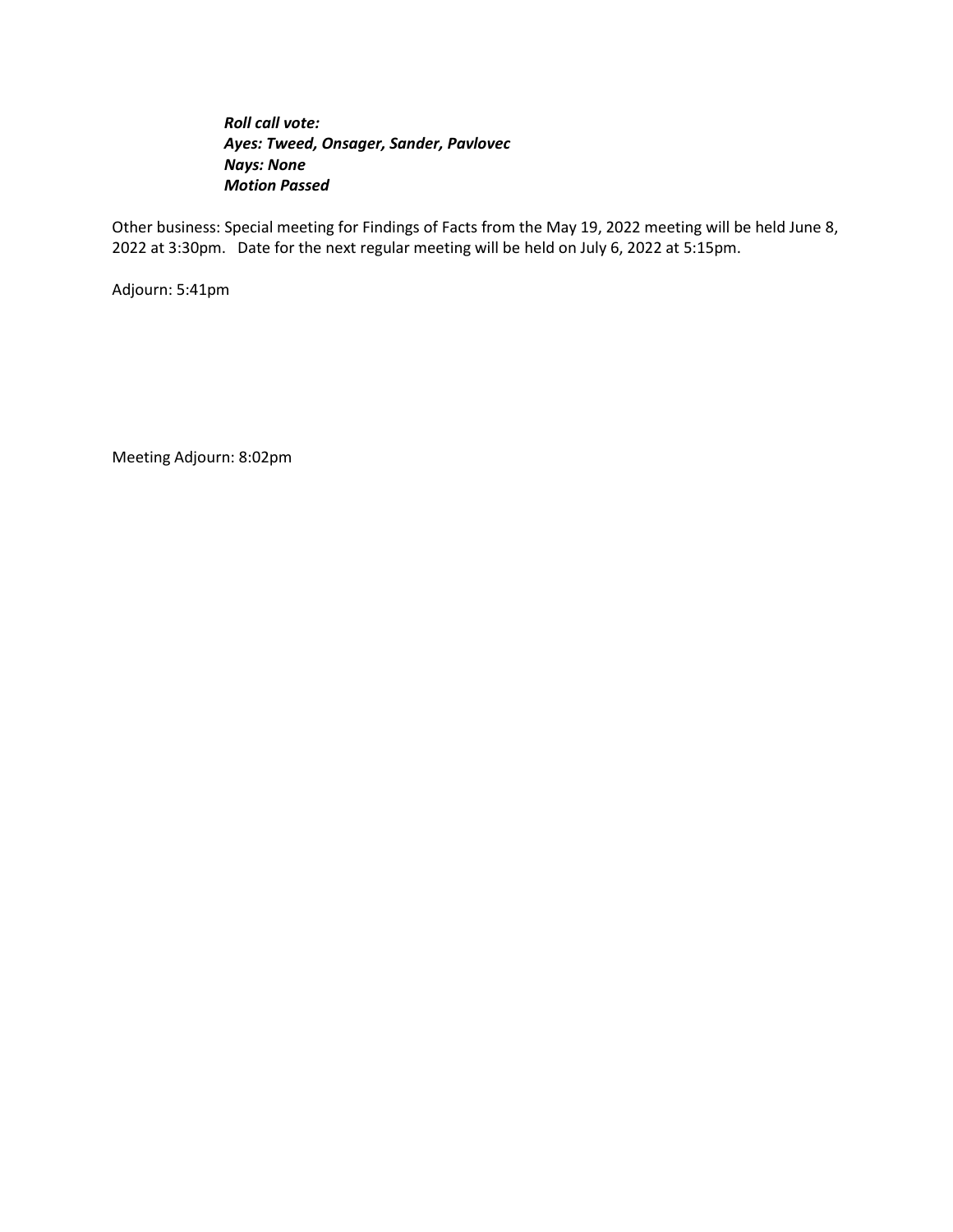***Roll call vote:***
***Ayes: Tweed, Onsager, Sander, Pavlovec***
***Nays: None***
***Motion Passed***

Other business: Special meeting for Findings of Facts from the May 19, 2022 meeting will be held June 8, 2022 at 3:30pm. Date for the next regular meeting will be held on July 6, 2022 at 5:15pm.

Adjourn: 5:41pm

Meeting Adjourn: 8:02pm